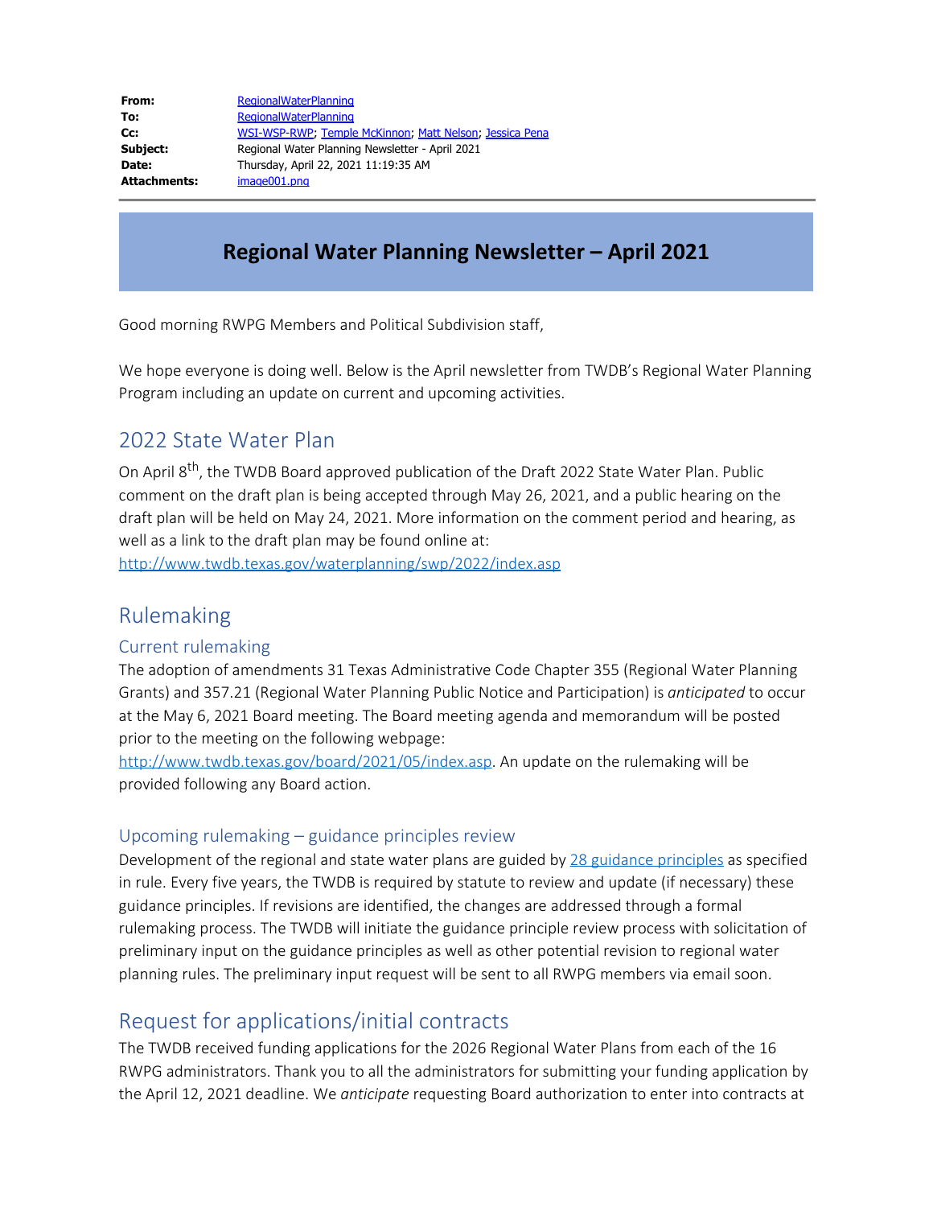| | |
|---|---|
| **From:** | RegionalWaterPlanning |
| **To:** | RegionalWaterPlanning |
| **Cc:** | WSI-WSP-RWP; Temple McKinnon; Matt Nelson; Jessica Pena |
| **Subject:** | Regional Water Planning Newsletter - April 2021 |
| **Date:** | Thursday, April 22, 2021 11:19:35 AM |
| **Attachments:** | image001.png |

# Regional Water Planning Newsletter – April 2021

Good morning RWPG Members and Political Subdivision staff,

We hope everyone is doing well. Below is the April newsletter from TWDB's Regional Water Planning Program including an update on current and upcoming activities.

## 2022 State Water Plan

On April 8th, the TWDB Board approved publication of the Draft 2022 State Water Plan. Public comment on the draft plan is being accepted through May 26, 2021, and a public hearing on the draft plan will be held on May 24, 2021. More information on the comment period and hearing, as well as a link to the draft plan may be found online at: http://www.twdb.texas.gov/waterplanning/swp/2022/index.asp

## Rulemaking

### Current rulemaking

The adoption of amendments 31 Texas Administrative Code Chapter 355 (Regional Water Planning Grants) and 357.21 (Regional Water Planning Public Notice and Participation) is *anticipated* to occur at the May 6, 2021 Board meeting. The Board meeting agenda and memorandum will be posted prior to the meeting on the following webpage: http://www.twdb.texas.gov/board/2021/05/index.asp. An update on the rulemaking will be provided following any Board action.

### Upcoming rulemaking – guidance principles review

Development of the regional and state water plans are guided by 28 guidance principles as specified in rule. Every five years, the TWDB is required by statute to review and update (if necessary) these guidance principles. If revisions are identified, the changes are addressed through a formal rulemaking process. The TWDB will initiate the guidance principle review process with solicitation of preliminary input on the guidance principles as well as other potential revision to regional water planning rules. The preliminary input request will be sent to all RWPG members via email soon.

## Request for applications/initial contracts

The TWDB received funding applications for the 2026 Regional Water Plans from each of the 16 RWPG administrators. Thank you to all the administrators for submitting your funding application by the April 12, 2021 deadline. We *anticipate* requesting Board authorization to enter into contracts at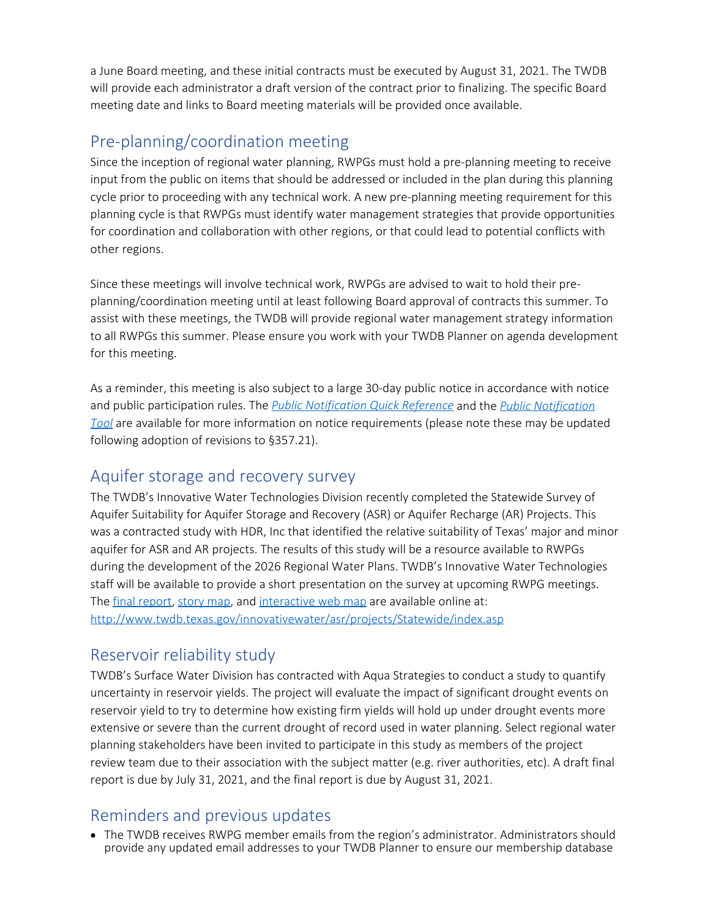a June Board meeting, and these initial contracts must be executed by August 31, 2021. The TWDB will provide each administrator a draft version of the contract prior to finalizing. The specific Board meeting date and links to Board meeting materials will be provided once available.

## Pre-planning/coordination meeting

Since the inception of regional water planning, RWPGs must hold a pre-planning meeting to receive input from the public on items that should be addressed or included in the plan during this planning cycle prior to proceeding with any technical work. A new pre-planning meeting requirement for this planning cycle is that RWPGs must identify water management strategies that provide opportunities for coordination and collaboration with other regions, or that could lead to potential conflicts with other regions.

Since these meetings will involve technical work, RWPGs are advised to wait to hold their pre-planning/coordination meeting until at least following Board approval of contracts this summer. To assist with these meetings, the TWDB will provide regional water management strategy information to all RWPGs this summer. Please ensure you work with your TWDB Planner on agenda development for this meeting.

As a reminder, this meeting is also subject to a large 30-day public notice in accordance with notice and public participation rules. The *Public Notification Quick Reference* and the *Public Notification Tool* are available for more information on notice requirements (please note these may be updated following adoption of revisions to §357.21).

## Aquifer storage and recovery survey

The TWDB's Innovative Water Technologies Division recently completed the Statewide Survey of Aquifer Suitability for Aquifer Storage and Recovery (ASR) or Aquifer Recharge (AR) Projects. This was a contracted study with HDR, Inc that identified the relative suitability of Texas' major and minor aquifer for ASR and AR projects. The results of this study will be a resource available to RWPGs during the development of the 2026 Regional Water Plans. TWDB's Innovative Water Technologies staff will be available to provide a short presentation on the survey at upcoming RWPG meetings. The final report, story map, and interactive web map are available online at: http://www.twdb.texas.gov/innovativewater/asr/projects/Statewide/index.asp

## Reservoir reliability study

TWDB's Surface Water Division has contracted with Aqua Strategies to conduct a study to quantify uncertainty in reservoir yields. The project will evaluate the impact of significant drought events on reservoir yield to try to determine how existing firm yields will hold up under drought events more extensive or severe than the current drought of record used in water planning. Select regional water planning stakeholders have been invited to participate in this study as members of the project review team due to their association with the subject matter (e.g. river authorities, etc). A draft final report is due by July 31, 2021, and the final report is due by August 31, 2021.

## Reminders and previous updates

- The TWDB receives RWPG member emails from the region's administrator. Administrators should provide any updated email addresses to your TWDB Planner to ensure our membership database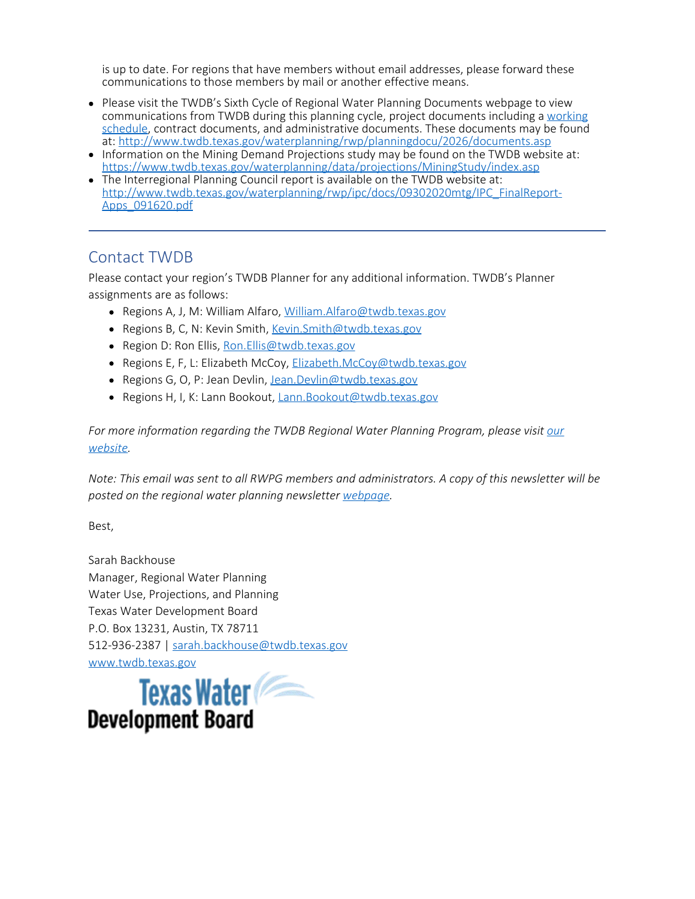is up to date. For regions that have members without email addresses, please forward these communications to those members by mail or another effective means.

- Please visit the TWDB's Sixth Cycle of Regional Water Planning Documents webpage to view communications from TWDB during this planning cycle, project documents including a working schedule, contract documents, and administrative documents. These documents may be found at: http://www.twdb.texas.gov/waterplanning/rwp/planningdocu/2026/documents.asp
- Information on the Mining Demand Projections study may be found on the TWDB website at: https://www.twdb.texas.gov/waterplanning/data/projections/MiningStudy/index.asp
- The Interregional Planning Council report is available on the TWDB website at: http://www.twdb.texas.gov/waterplanning/rwp/ipc/docs/09302020mtg/IPC_FinalReport-Apps_091620.pdf

---

## Contact TWDB

Please contact your region's TWDB Planner for any additional information. TWDB's Planner assignments are as follows:

- Regions A, J, M: William Alfaro, William.Alfaro@twdb.texas.gov
- Regions B, C, N: Kevin Smith, Kevin.Smith@twdb.texas.gov
- Region D: Ron Ellis, Ron.Ellis@twdb.texas.gov
- Regions E, F, L: Elizabeth McCoy, Elizabeth.McCoy@twdb.texas.gov
- Regions G, O, P: Jean Devlin, Jean.Devlin@twdb.texas.gov
- Regions H, I, K: Lann Bookout, Lann.Bookout@twdb.texas.gov

*For more information regarding the TWDB Regional Water Planning Program, please visit our website.*

*Note: This email was sent to all RWPG members and administrators. A copy of this newsletter will be posted on the regional water planning newsletter webpage.*

Best,

Sarah Backhouse
Manager, Regional Water Planning
Water Use, Projections, and Planning
Texas Water Development Board
P.O. Box 13231, Austin, TX 78711
512-936-2387 | sarah.backhouse@twdb.texas.gov
www.twdb.texas.gov

Texas Water Development Board